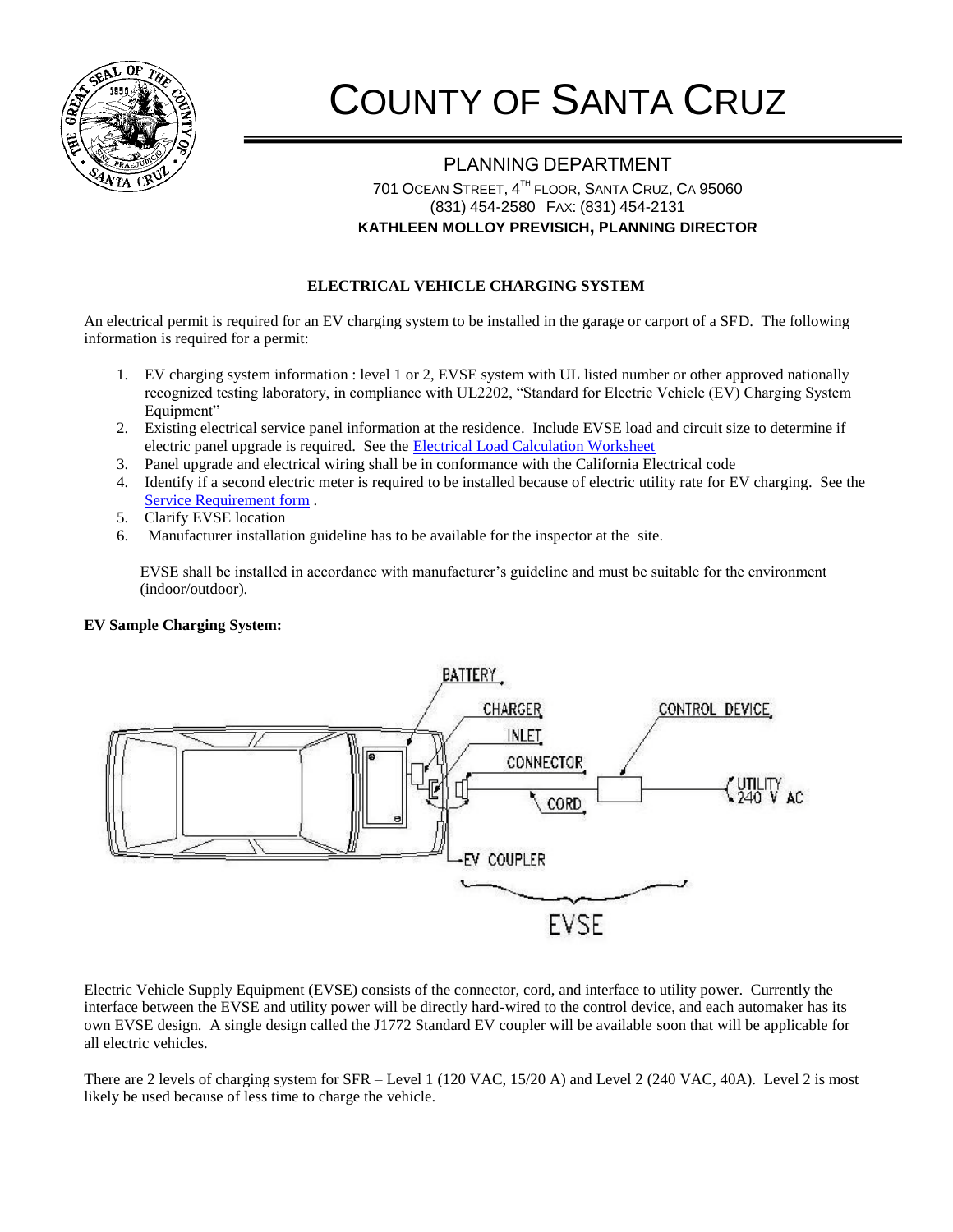# COUNTY OF SANTA CRUZ

## PLANNING DEPARTMENT

701 OCEAN STREET, 4TH FLOOR, SANTA CRUZ, CA 95060
(831) 454-2580 FAX: (831) 454-2131
**KATHLEEN MOLLOY PREVISICH, PLANNING DIRECTOR**

### ELECTRICAL VEHICLE CHARGING SYSTEM

An electrical permit is required for an EV charging system to be installed in the garage or carport of a SFD. The following information is required for a permit:

1. EV charging system information : level 1 or 2, EVSE system with UL listed number or other approved nationally recognized testing laboratory, in compliance with UL2202, "Standard for Electric Vehicle (EV) Charging System Equipment"
2. Existing electrical service panel information at the residence. Include EVSE load and circuit size to determine if electric panel upgrade is required. See the Electrical Load Calculation Worksheet
3. Panel upgrade and electrical wiring shall be in conformance with the California Electrical code
4. Identify if a second electric meter is required to be installed because of electric utility rate for EV charging. See the Service Requirement form .
5. Clarify EVSE location
6. Manufacturer installation guideline has to be available for the inspector at the site.

EVSE shall be installed in accordance with manufacturer's guideline and must be suitable for the environment (indoor/outdoor).

**EV Sample Charging System:**

BATTERY, CHARGER, INLET, CONNECTOR, CONTROL DEVICE, CORD, UTILITY 240 V AC, EV COUPLER, EVSE

Electric Vehicle Supply Equipment (EVSE) consists of the connector, cord, and interface to utility power. Currently the interface between the EVSE and utility power will be directly hard-wired to the control device, and each automaker has its own EVSE design. A single design called the J1772 Standard EV coupler will be available soon that will be applicable for all electric vehicles.

There are 2 levels of charging system for SFR – Level 1 (120 VAC, 15/20 A) and Level 2 (240 VAC, 40A). Level 2 is most likely be used because of less time to charge the vehicle.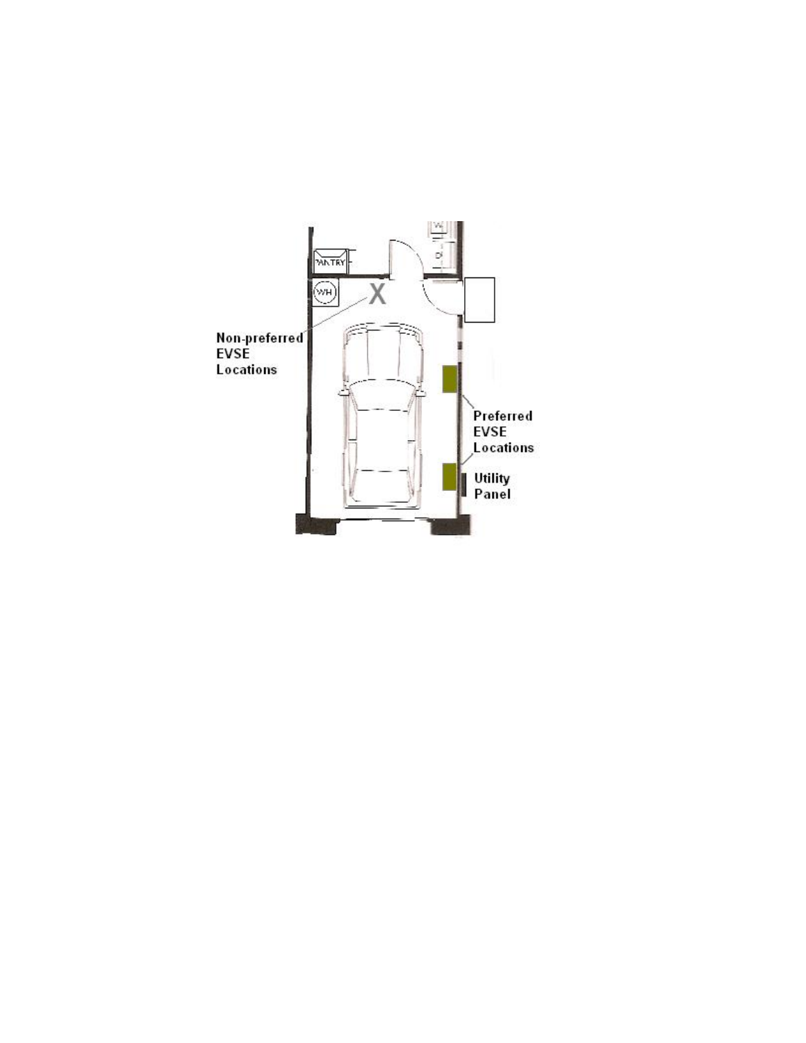Non-preferred EVSE Locations

Preferred EVSE Locations

Utility Panel